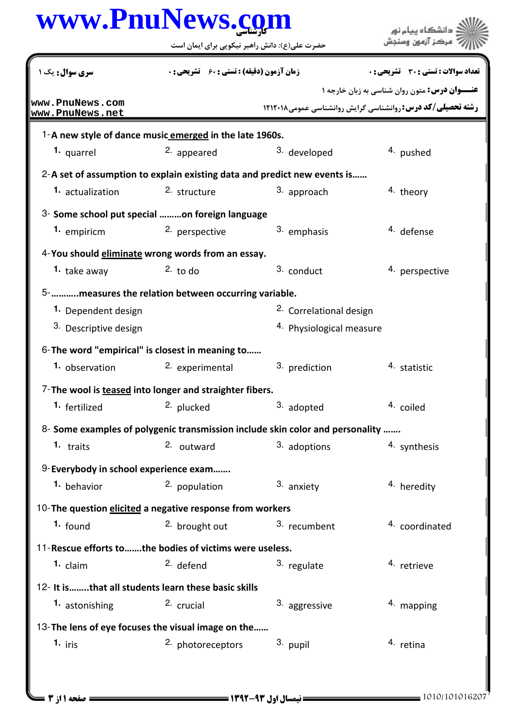کارشناسی

حضرت علی(ع): دانش راهبر نیکویی برای ایمان است

دانشگاه پیام نور
مرکز آزمون وسنجش

**سری سوال:** یک ۱

**زمان آزمون (دقیقه) : تستی : ۶۰ تشریحی : ۰**

**تعداد سوالات : تستی : ۳۰ تشریحی : ۰**

**عنـــوان درس:** متون روان شناسی به زبان خارجه ۱

**رشته تحصیلی/کد درس:** روانشناسی گرایش روانشناسی عمومی۱۲۱۲۰۱۸

www.PnuNews.com
www.PnuNews.net

1-**A new style of dance music <u>emerged</u> in the late 1960s.**

1. quarrel
2. appeared
3. developed
4. pushed

2-**A set of assumption to explain existing data and predict new events is……**

1. actualization
2. structure
3. approach
4. theory

3- **Some school put special ………on foreign language**

1. empiricm
2. perspective
3. emphasis
4. defense

4-**You should <u>eliminate</u> wrong words from an essay.**

1. take away
2. to do
3. conduct
4. perspective

5-**……….measures the relation between occurring variable.**

1. Dependent design
2. Correlational design
3. Descriptive design
4. Physiological measure

6-**The word "empirical" is closest in meaning to……**

1. observation
2. experimental
3. prediction
4. statistic

7-**The wool is <u>teased</u> into longer and straighter fibers.**

1. fertilized
2. plucked
3. adopted
4. coiled

8- **Some examples of polygenic transmission include skin color and personality …….**

1. traits
2. outward
3. adoptions
4. synthesis

9-**Everybody in school experience exam…….**

1. behavior
2. population
3. anxiety
4. heredity

10-**The question <u>elicited</u> a negative response from workers**

1. found
2. brought out
3. recumbent
4. coordinated

11-**Rescue efforts to…….the bodies of victims were useless.**

1. claim
2. defend
3. regulate
4. retrieve

12- **It is……..that all students learn these basic skills**

1. astonishing
2. crucial
3. aggressive
4. mapping

13-**The lens of eye focuses the visual image on the……**

1. iris
2. photoreceptors
3. pupil
4. retina

نیمسال اول ۹۳-۱۳۹۲

1010/101016207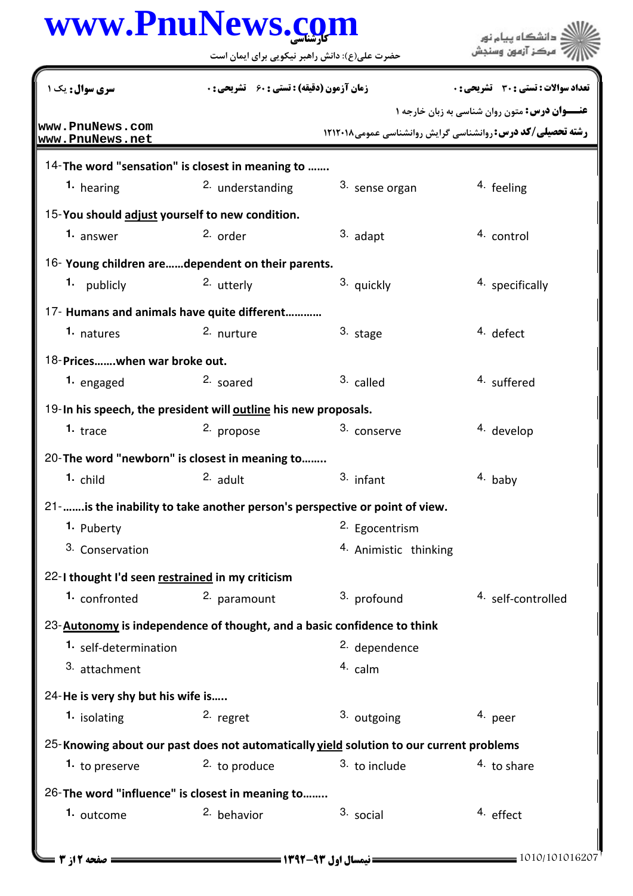کارشناسی

حضرت علی(ع): دانش راهبر نیکویی برای ایمان است

**سری سوال:** یک ۱ | **زمان آزمون (دقیقه) : تستی :** ۶۰ **تشریحی :** ۰ | **تعداد سوالات : تستی :** ۳۰ **تشریحی :** ۰

**عنـــوان درس:** متون روان شناسی به زبان خارجه ۱

**رشته تحصیلی/کد درس:** روانشناسی گرایش روانشناسی عمومی۱۲۱۲۰۱۸

14- **The word "sensation" is closest in meaning to .......**

1. hearing 2. understanding 3. sense organ 4. feeling

15- **You should <u>adjust</u> yourself to new condition.**

1. answer 2. order 3. adapt 4. control

16- **Young children are......dependent on their parents.**

1. publicly 2. utterly 3. quickly 4. specifically

17- **Humans and animals have quite different............**

1. natures 2. nurture 3. stage 4. defect

18- **Prices.......when war broke out.**

1. engaged 2. soared 3. called 4. suffered

19- **In his speech, the president will <u>outline</u> his new proposals.**

1. trace 2. propose 3. conserve 4. develop

20- **The word "newborn" is closest in meaning to........**

1. child 2. adult 3. infant 4. baby

21- **.......is the inability to take another person's perspective or point of view.**

1. Puberty 2. Egocentrism 3. Conservation 4. Animistic thinking

22- **I thought I'd seen <u>restrained</u> in my criticism**

1. confronted 2. paramount 3. profound 4. self-controlled

23- **<u>Autonomy</u> is independence of thought, and a basic confidence to think**

1. self-determination 2. dependence 3. attachment 4. calm

24- **He is very shy but his wife is.....**

1. isolating 2. regret 3. outgoing 4. peer

25- **Knowing about our past does not automatically <u>yield</u> solution to our current problems**

1. to preserve 2. to produce 3. to include 4. to share

26- **The word "influence" is closest in meaning to........**

1. outcome 2. behavior 3. social 4. effect

نیمسال اول ۹۳-۱۳۹۲

1010/101016207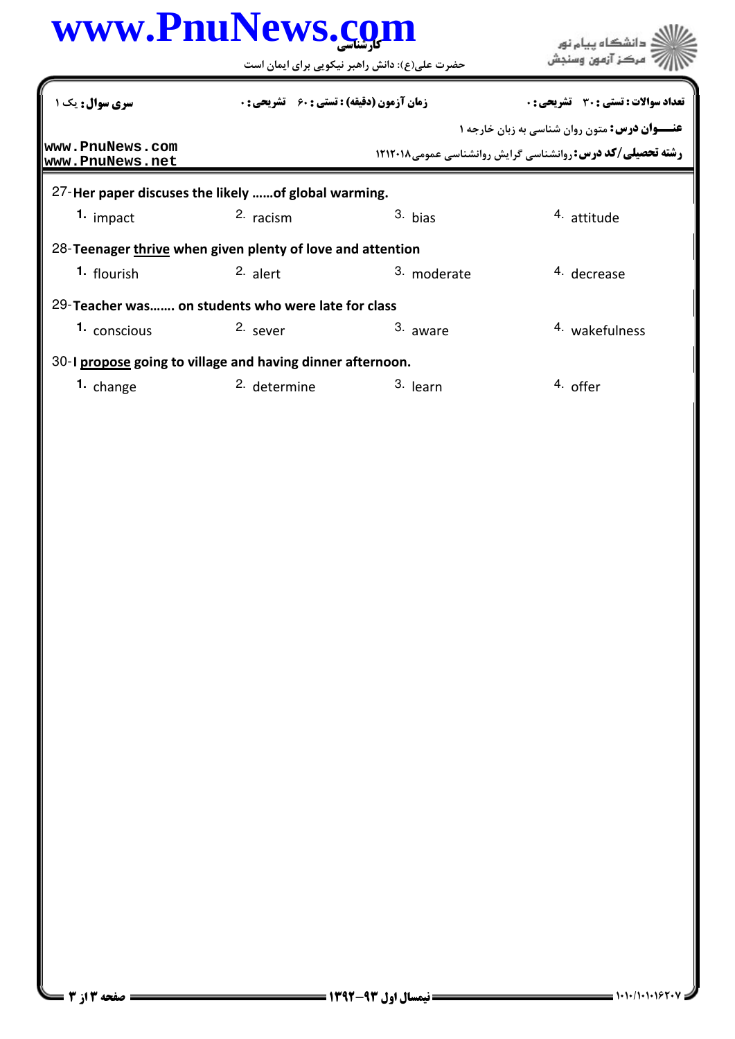27-**Her paper discuses the likely ……of global warming.**

1. impact
2. racism
3. bias
4. attitude

28-**Teenager <u>thrive</u> when given plenty of love and attention**

1. flourish
2. alert
3. moderate
4. decrease

29-**Teacher was……. on students who were late for class**

1. conscious
2. sever
3. aware
4. wakefulness

30-**I <u>propose</u> going to village and having dinner afternoon.**

1. change
2. determine
3. learn
4. offer